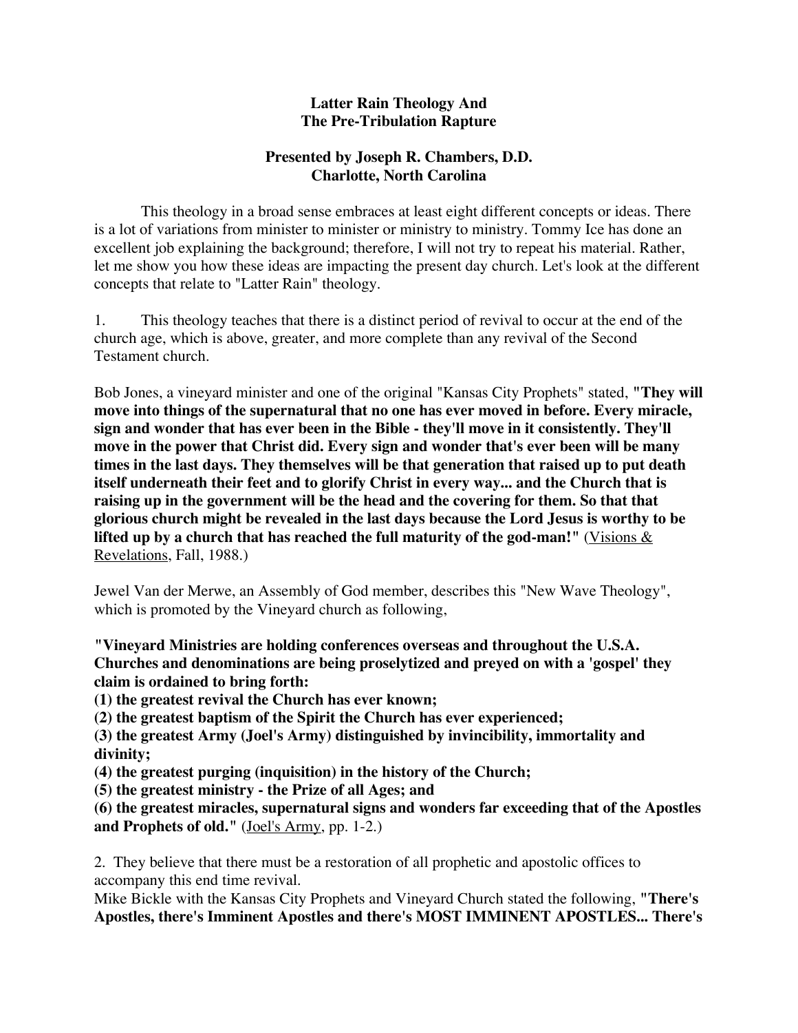# Latter Rain Theology And The Pre-Tribulation Rapture

**Presented by Joseph R. Chambers, D.D.**
**Charlotte, North Carolina**

This theology in a broad sense embraces at least eight different concepts or ideas. There is a lot of variations from minister to minister or ministry to ministry. Tommy Ice has done an excellent job explaining the background; therefore, I will not try to repeat his material. Rather, let me show you how these ideas are impacting the present day church. Let's look at the different concepts that relate to "Latter Rain" theology.

1. This theology teaches that there is a distinct period of revival to occur at the end of the church age, which is above, greater, and more complete than any revival of the Second Testament church.

Bob Jones, a vineyard minister and one of the original "Kansas City Prophets" stated, **"They will move into things of the supernatural that no one has ever moved in before. Every miracle, sign and wonder that has ever been in the Bible - they'll move in it consistently. They'll move in the power that Christ did. Every sign and wonder that's ever been will be many times in the last days. They themselves will be that generation that raised up to put death itself underneath their feet and to glorify Christ in every way... and the Church that is raising up in the government will be the head and the covering for them. So that that glorious church might be revealed in the last days because the Lord Jesus is worthy to be lifted up by a church that has reached the full maturity of the god-man!"** (<u>Visions & Revelations</u>, Fall, 1988.)

Jewel Van der Merwe, an Assembly of God member, describes this "New Wave Theology", which is promoted by the Vineyard church as following,

**"Vineyard Ministries are holding conferences overseas and throughout the U.S.A. Churches and denominations are being proselytized and preyed on with a 'gospel' they claim is ordained to bring forth:**
**(1) the greatest revival the Church has ever known;**
**(2) the greatest baptism of the Spirit the Church has ever experienced;**
**(3) the greatest Army (Joel's Army) distinguished by invincibility, immortality and divinity;**
**(4) the greatest purging (inquisition) in the history of the Church;**
**(5) the greatest ministry - the Prize of all Ages; and**
**(6) the greatest miracles, supernatural signs and wonders far exceeding that of the Apostles and Prophets of old."** (<u>Joel's Army</u>, pp. 1-2.)

2. They believe that there must be a restoration of all prophetic and apostolic offices to accompany this end time revival.
Mike Bickle with the Kansas City Prophets and Vineyard Church stated the following, **"There's Apostles, there's Imminent Apostles and there's MOST IMMINENT APOSTLES... There's**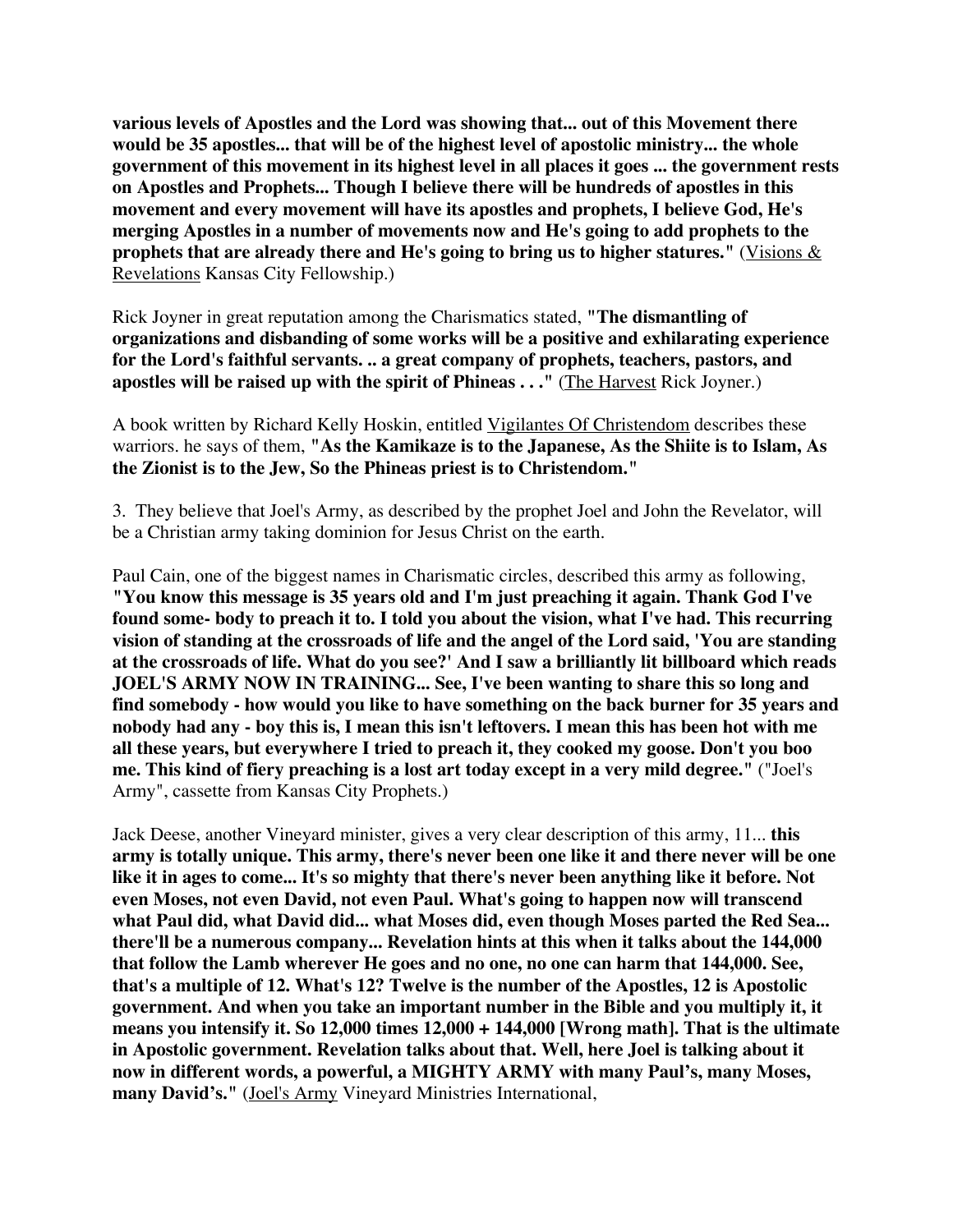**various levels of Apostles and the Lord was showing that... out of this Movement there would be 35 apostles... that will be of the highest level of apostolic ministry... the whole government of this movement in its highest level in all places it goes ... the government rests on Apostles and Prophets... Though I believe there will be hundreds of apostles in this movement and every movement will have its apostles and prophets, I believe God, He's merging Apostles in a number of movements now and He's going to add prophets to the prophets that are already there and He's going to bring us to higher statures."** (Visions & Revelations Kansas City Fellowship.)

Rick Joyner in great reputation among the Charismatics stated, **"The dismantling of organizations and disbanding of some works will be a positive and exhilarating experience for the Lord's faithful servants. .. a great company of prophets, teachers, pastors, and apostles will be raised up with the spirit of Phineas . . ."** (The Harvest Rick Joyner.)

A book written by Richard Kelly Hoskin, entitled Vigilantes Of Christendom describes these warriors. he says of them, **"As the Kamikaze is to the Japanese, As the Shiite is to Islam, As the Zionist is to the Jew, So the Phineas priest is to Christendom."**

3. They believe that Joel's Army, as described by the prophet Joel and John the Revelator, will be a Christian army taking dominion for Jesus Christ on the earth.

Paul Cain, one of the biggest names in Charismatic circles, described this army as following, **"You know this message is 35 years old and I'm just preaching it again. Thank God I've found some- body to preach it to. I told you about the vision, what I've had. This recurring vision of standing at the crossroads of life and the angel of the Lord said, 'You are standing at the crossroads of life. What do you see?' And I saw a brilliantly lit billboard which reads JOEL'S ARMY NOW IN TRAINING... See, I've been wanting to share this so long and find somebody - how would you like to have something on the back burner for 35 years and nobody had any - boy this is, I mean this isn't leftovers. I mean this has been hot with me all these years, but everywhere I tried to preach it, they cooked my goose. Don't you boo me. This kind of fiery preaching is a lost art today except in a very mild degree."** ("Joel's Army", cassette from Kansas City Prophets.)

Jack Deese, another Vineyard minister, gives a very clear description of this army, 11... **this army is totally unique. This army, there's never been one like it and there never will be one like it in ages to come... It's so mighty that there's never been anything like it before. Not even Moses, not even David, not even Paul. What's going to happen now will transcend what Paul did, what David did... what Moses did, even though Moses parted the Red Sea... there'll be a numerous company... Revelation hints at this when it talks about the 144,000 that follow the Lamb wherever He goes and no one, no one can harm that 144,000. See, that's a multiple of 12. What's 12? Twelve is the number of the Apostles, 12 is Apostolic government. And when you take an important number in the Bible and you multiply it, it means you intensify it. So 12,000 times 12,000 + 144,000 [Wrong math]. That is the ultimate in Apostolic government. Revelation talks about that. Well, here Joel is talking about it now in different words, a powerful, a MIGHTY ARMY with many Paul's, many Moses, many David's."** (Joel's Army Vineyard Ministries International,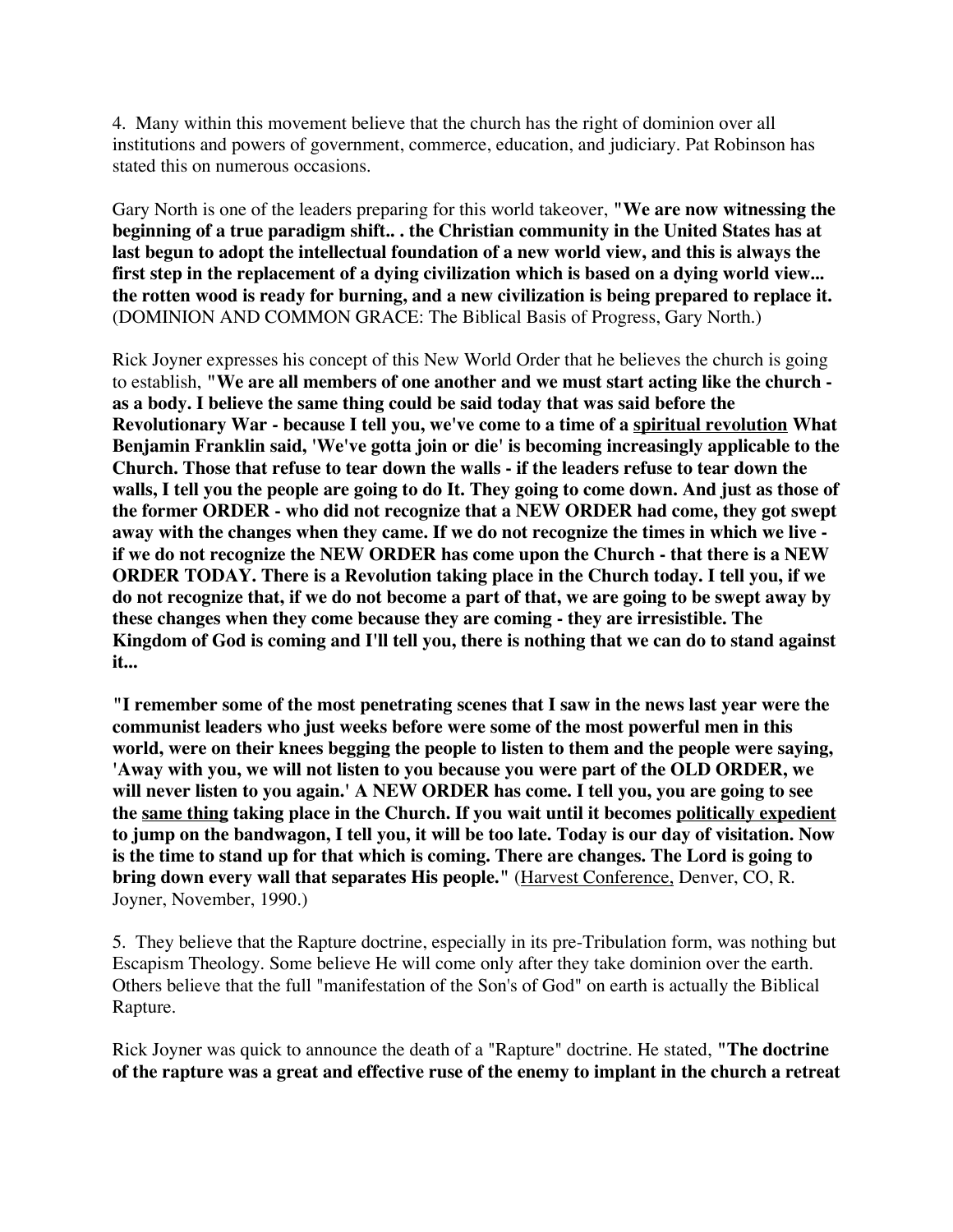4. Many within this movement believe that the church has the right of dominion over all institutions and powers of government, commerce, education, and judiciary. Pat Robinson has stated this on numerous occasions.

Gary North is one of the leaders preparing for this world takeover, **"We are now witnessing the beginning of a true paradigm shift.. . the Christian community in the United States has at last begun to adopt the intellectual foundation of a new world view, and this is always the first step in the replacement of a dying civilization which is based on a dying world view... the rotten wood is ready for burning, and a new civilization is being prepared to replace it.** (DOMINION AND COMMON GRACE: The Biblical Basis of Progress, Gary North.)

Rick Joyner expresses his concept of this New World Order that he believes the church is going to establish, **"We are all members of one another and we must start acting like the church - as a body. I believe the same thing could be said today that was said before the Revolutionary War - because I tell you, we've come to a time of a <u>spiritual revolution</u> What Benjamin Franklin said, 'We've gotta join or die' is becoming increasingly applicable to the Church. Those that refuse to tear down the walls - if the leaders refuse to tear down the walls, I tell you the people are going to do It. They going to come down. And just as those of the former ORDER - who did not recognize that a NEW ORDER had come, they got swept away with the changes when they came. If we do not recognize the times in which we live - if we do not recognize the NEW ORDER has come upon the Church - that there is a NEW ORDER TODAY. There is a Revolution taking place in the Church today. I tell you, if we do not recognize that, if we do not become a part of that, we are going to be swept away by these changes when they come because they are coming - they are irresistible. The Kingdom of God is coming and I'll tell you, there is nothing that we can do to stand against it...**

**"I remember some of the most penetrating scenes that I saw in the news last year were the communist leaders who just weeks before were some of the most powerful men in this world, were on their knees begging the people to listen to them and the people were saying, 'Away with you, we will not listen to you because you were part of the OLD ORDER, we will never listen to you again.' A NEW ORDER has come. I tell you, you are going to see the <u>same thing</u> taking place in the Church. If you wait until it becomes <u>politically expedient</u> to jump on the bandwagon, I tell you, it will be too late. Today is our day of visitation. Now is the time to stand up for that which is coming. There are changes. The Lord is going to bring down every wall that separates His people."** (<u>Harvest Conference,</u> Denver, CO, R. Joyner, November, 1990.)

5. They believe that the Rapture doctrine, especially in its pre-Tribulation form, was nothing but Escapism Theology. Some believe He will come only after they take dominion over the earth. Others believe that the full "manifestation of the Son's of God" on earth is actually the Biblical Rapture.

Rick Joyner was quick to announce the death of a "Rapture" doctrine. He stated, **"The doctrine of the rapture was a great and effective ruse of the enemy to implant in the church a retreat**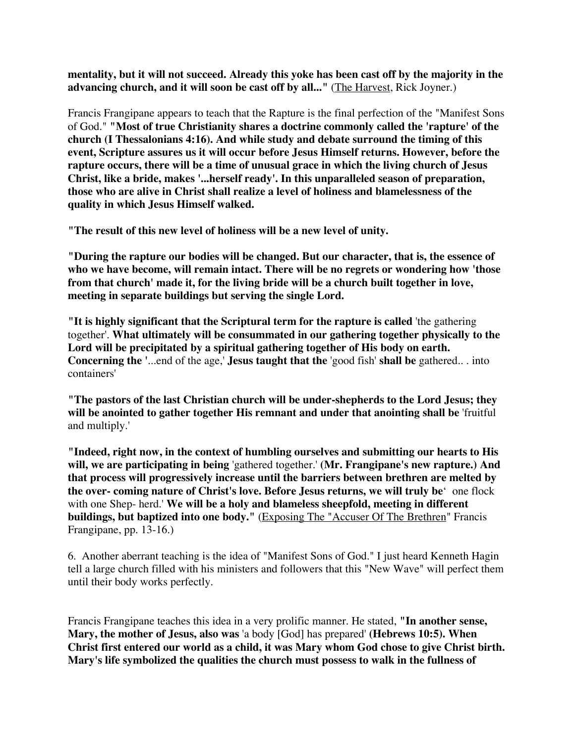**mentality, but it will not succeed. Already this yoke has been cast off by the majority in the advancing church, and it will soon be cast off by all..."** (The Harvest, Rick Joyner.)

Francis Frangipane appears to teach that the Rapture is the final perfection of the "Manifest Sons of God." **"Most of true Christianity shares a doctrine commonly called the 'rapture' of the church (I Thessalonians 4:16). And while study and debate surround the timing of this event, Scripture assures us it will occur before Jesus Himself returns. However, before the rapture occurs, there will be a time of unusual grace in which the living church of Jesus Christ, like a bride, makes '...herself ready'. In this unparalleled season of preparation, those who are alive in Christ shall realize a level of holiness and blamelessness of the quality in which Jesus Himself walked.**

**"The result of this new level of holiness will be a new level of unity.**

**"During the rapture our bodies will be changed. But our character, that is, the essence of who we have become, will remain intact. There will be no regrets or wondering how 'those from that church' made it, for the living bride will be a church built together in love, meeting in separate buildings but serving the single Lord.**

**"It is highly significant that the Scriptural term for the rapture is called** 'the gathering together'. **What ultimately will be consummated in our gathering together physically to the Lord will be precipitated by a spiritual gathering together of His body on earth. Concerning the** '...end of the age,' **Jesus taught that the** 'good fish' **shall be** gathered.. . into containers'

**"The pastors of the last Christian church will be under-shepherds to the Lord Jesus; they will be anointed to gather together His remnant and under that anointing shall be** 'fruitful and multiply.'

**"Indeed, right now, in the context of humbling ourselves and submitting our hearts to His will, we are participating in being** 'gathered together.' **(Mr. Frangipane's new rapture.) And that process will progressively increase until the barriers between brethren are melted by the over- coming nature of Christ's love. Before Jesus returns, we will truly be'** one flock with one Shep- herd.' **We will be a holy and blameless sheepfold, meeting in different buildings, but baptized into one body."** (Exposing The "Accuser Of The Brethren" Francis Frangipane, pp. 13-16.)

6. Another aberrant teaching is the idea of "Manifest Sons of God." I just heard Kenneth Hagin tell a large church filled with his ministers and followers that this "New Wave" will perfect them until their body works perfectly.

Francis Frangipane teaches this idea in a very prolific manner. He stated, **"In another sense, Mary, the mother of Jesus, also was** 'a body [God] has prepared' **(Hebrews 10:5). When Christ first entered our world as a child, it was Mary whom God chose to give Christ birth. Mary's life symbolized the qualities the church must possess to walk in the fullness of**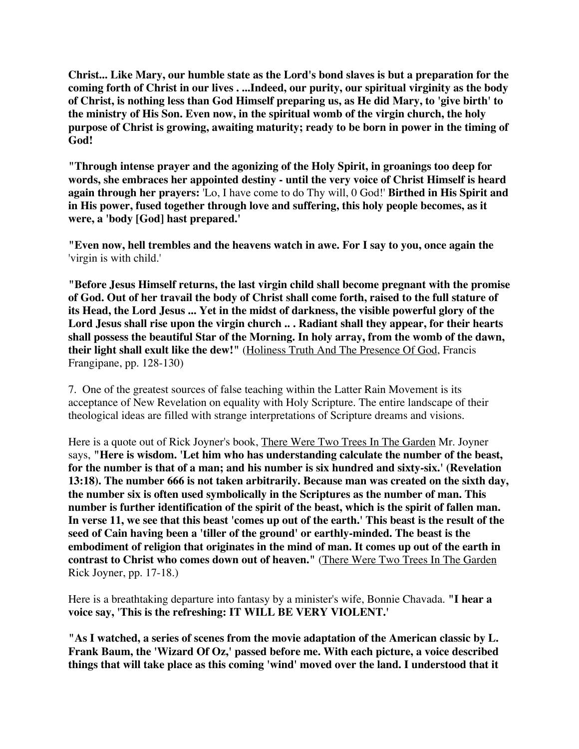**Christ... Like Mary, our humble state as the Lord's bond slaves is but a preparation for the coming forth of Christ in our lives . ...Indeed, our purity, our spiritual virginity as the body of Christ, is nothing less than God Himself preparing us, as He did Mary, to 'give birth' to the ministry of His Son. Even now, in the spiritual womb of the virgin church, the holy purpose of Christ is growing, awaiting maturity; ready to be born in power in the timing of God!**

**"Through intense prayer and the agonizing of the Holy Spirit, in groanings too deep for words, she embraces her appointed destiny - until the very voice of Christ Himself is heard again through her prayers:** 'Lo, I have come to do Thy will, 0 God!' **Birthed in His Spirit and in His power, fused together through love and suffering, this holy people becomes, as it were, a 'body [God] hast prepared.'**

**"Even now, hell trembles and the heavens watch in awe. For I say to you, once again the** 'virgin is with child.'

**"Before Jesus Himself returns, the last virgin child shall become pregnant with the promise of God. Out of her travail the body of Christ shall come forth, raised to the full stature of its Head, the Lord Jesus ... Yet in the midst of darkness, the visible powerful glory of the Lord Jesus shall rise upon the virgin church .. . Radiant shall they appear, for their hearts shall possess the beautiful Star of the Morning. In holy array, from the womb of the dawn, their light shall exult like the dew!"** (Holiness Truth And The Presence Of God, Francis Frangipane, pp. 128-130)

7. One of the greatest sources of false teaching within the Latter Rain Movement is its acceptance of New Revelation on equality with Holy Scripture. The entire landscape of their theological ideas are filled with strange interpretations of Scripture dreams and visions.

Here is a quote out of Rick Joyner's book, There Were Two Trees In The Garden Mr. Joyner says, **"Here is wisdom. 'Let him who has understanding calculate the number of the beast, for the number is that of a man; and his number is six hundred and sixty-six.' (Revelation 13:18). The number 666 is not taken arbitrarily. Because man was created on the sixth day, the number six is often used symbolically in the Scriptures as the number of man. This number is further identification of the spirit of the beast, which is the spirit of fallen man. In verse 11, we see that this beast 'comes up out of the earth.' This beast is the result of the seed of Cain having been a 'tiller of the ground' or earthly-minded. The beast is the embodiment of religion that originates in the mind of man. It comes up out of the earth in contrast to Christ who comes down out of heaven."** (There Were Two Trees In The Garden Rick Joyner, pp. 17-18.)

Here is a breathtaking departure into fantasy by a minister's wife, Bonnie Chavada. **"I hear a voice say, 'This is the refreshing: IT WILL BE VERY VIOLENT.'**

**"As I watched, a series of scenes from the movie adaptation of the American classic by L. Frank Baum, the 'Wizard Of Oz,' passed before me. With each picture, a voice described things that will take place as this coming 'wind' moved over the land. I understood that it**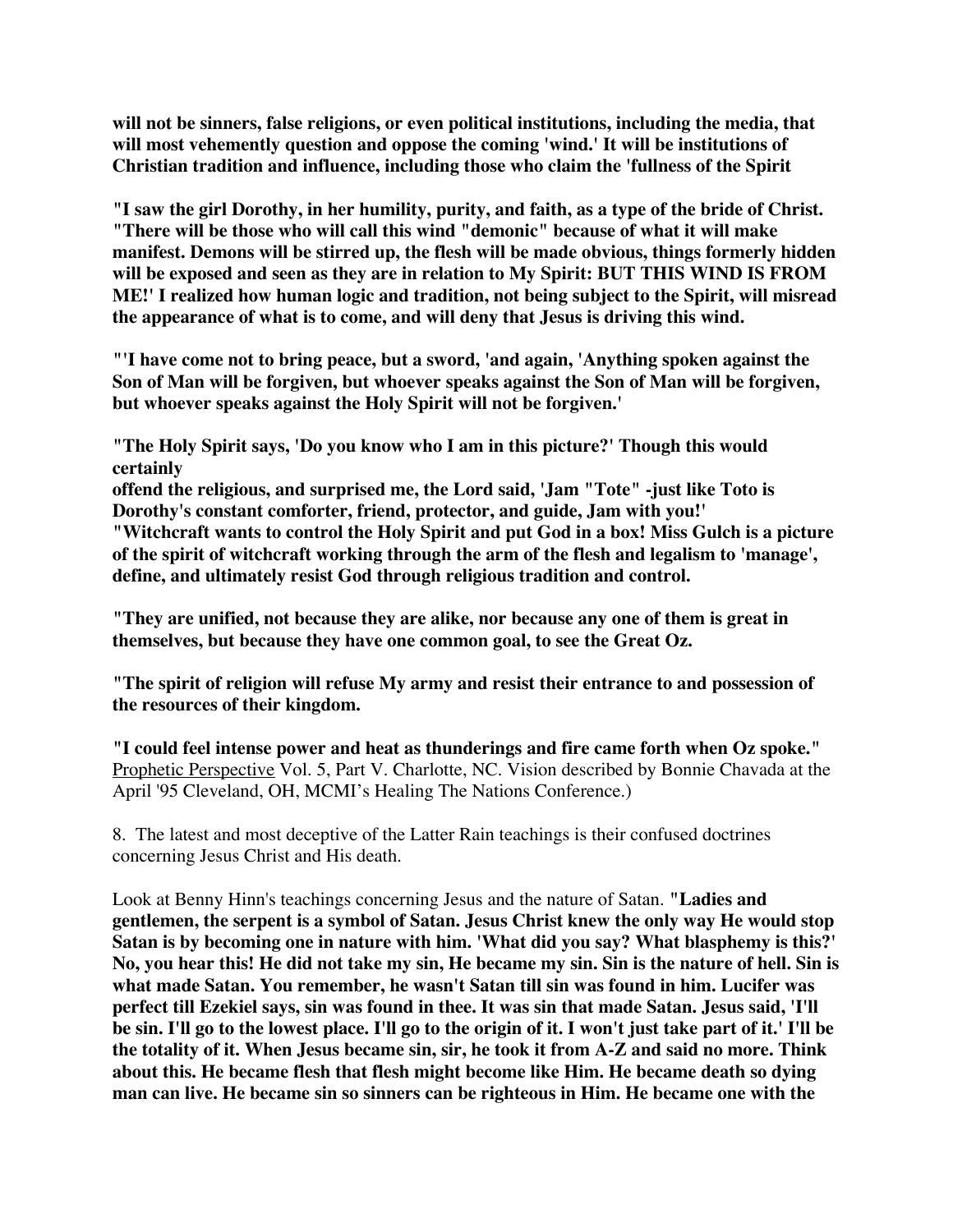**will not be sinners, false religions, or even political institutions, including the media, that will most vehemently question and oppose the coming 'wind.' It will be institutions of Christian tradition and influence, including those who claim the 'fullness of the Spirit**

**"I saw the girl Dorothy, in her humility, purity, and faith, as a type of the bride of Christ. "There will be those who will call this wind "demonic" because of what it will make manifest. Demons will be stirred up, the flesh will be made obvious, things formerly hidden will be exposed and seen as they are in relation to My Spirit: BUT THIS WIND IS FROM ME!' I realized how human logic and tradition, not being subject to the Spirit, will misread the appearance of what is to come, and will deny that Jesus is driving this wind.**

**"'I have come not to bring peace, but a sword, 'and again, 'Anything spoken against the Son of Man will be forgiven, but whoever speaks against the Son of Man will be forgiven, but whoever speaks against the Holy Spirit will not be forgiven.'**

**"The Holy Spirit says, 'Do you know who I am in this picture?' Though this would certainly offend the religious, and surprised me, the Lord said, 'Jam "Tote" -just like Toto is Dorothy's constant comforter, friend, protector, and guide, Jam with you!' "Witchcraft wants to control the Holy Spirit and put God in a box! Miss Gulch is a picture of the spirit of witchcraft working through the arm of the flesh and legalism to 'manage', define, and ultimately resist God through religious tradition and control.**

**"They are unified, not because they are alike, nor because any one of them is great in themselves, but because they have one common goal, to see the Great Oz.**

**"The spirit of religion will refuse My army and resist their entrance to and possession of the resources of their kingdom.**

**"I could feel intense power and heat as thunderings and fire came forth when Oz spoke."** Prophetic Perspective Vol. 5, Part V. Charlotte, NC. Vision described by Bonnie Chavada at the April '95 Cleveland, OH, MCMI's Healing The Nations Conference.)

8. The latest and most deceptive of the Latter Rain teachings is their confused doctrines concerning Jesus Christ and His death.

Look at Benny Hinn's teachings concerning Jesus and the nature of Satan. **"Ladies and gentlemen, the serpent is a symbol of Satan. Jesus Christ knew the only way He would stop Satan is by becoming one in nature with him. 'What did you say? What blasphemy is this?' No, you hear this! He did not take my sin, He became my sin. Sin is the nature of hell. Sin is what made Satan. You remember, he wasn't Satan till sin was found in him. Lucifer was perfect till Ezekiel says, sin was found in thee. It was sin that made Satan. Jesus said, 'I'll be sin. I'll go to the lowest place. I'll go to the origin of it. I won't just take part of it.' I'll be the totality of it. When Jesus became sin, sir, he took it from A-Z and said no more. Think about this. He became flesh that flesh might become like Him. He became death so dying man can live. He became sin so sinners can be righteous in Him. He became one with the**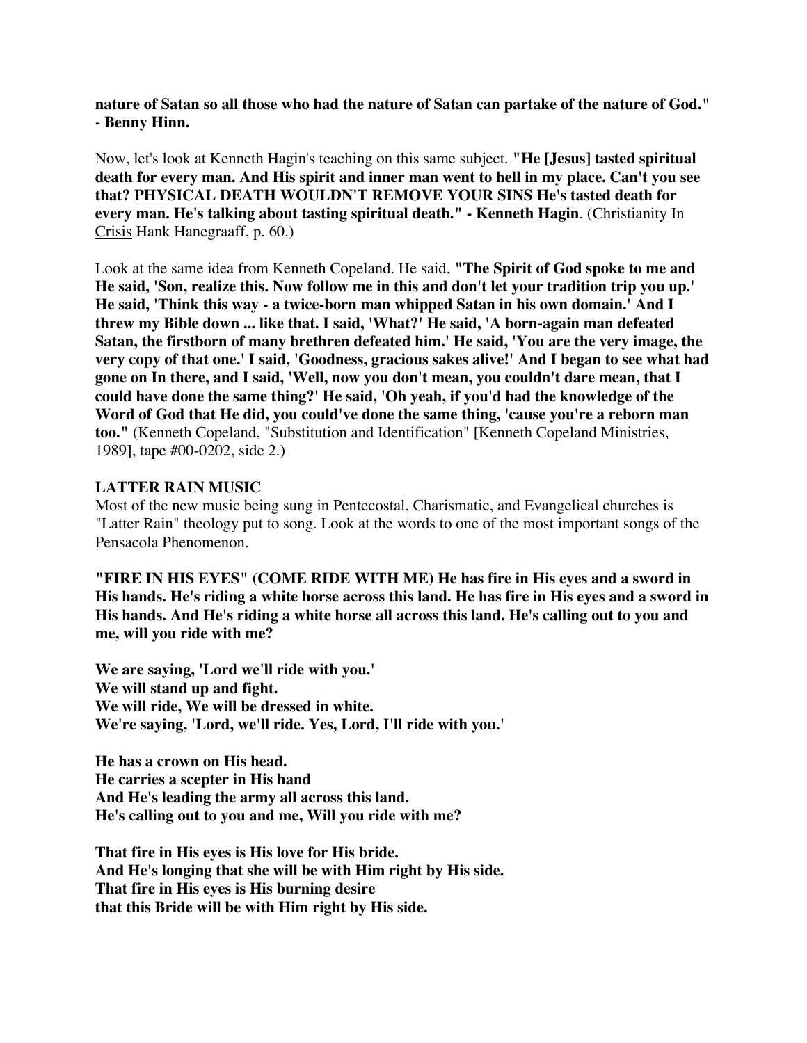**nature of Satan so all those who had the nature of Satan can partake of the nature of God." - Benny Hinn.**

Now, let's look at Kenneth Hagin's teaching on this same subject. **"He [Jesus] tasted spiritual death for every man. And His spirit and inner man went to hell in my place. Can't you see that? PHYSICAL DEATH WOULDN'T REMOVE YOUR SINS He's tasted death for every man. He's talking about tasting spiritual death." - Kenneth Hagin**. (Christianity In Crisis Hank Hanegraaff, p. 60.)

Look at the same idea from Kenneth Copeland. He said, **"The Spirit of God spoke to me and He said, 'Son, realize this. Now follow me in this and don't let your tradition trip you up.' He said, 'Think this way - a twice-born man whipped Satan in his own domain.' And I threw my Bible down ... like that. I said, 'What?' He said, 'A born-again man defeated Satan, the firstborn of many brethren defeated him.' He said, 'You are the very image, the very copy of that one.' I said, 'Goodness, gracious sakes alive!' And I began to see what had gone on In there, and I said, 'Well, now you don't mean, you couldn't dare mean, that I could have done the same thing?' He said, 'Oh yeah, if you'd had the knowledge of the Word of God that He did, you could've done the same thing, 'cause you're a reborn man too."** (Kenneth Copeland, "Substitution and Identification" [Kenneth Copeland Ministries, 1989], tape #00-0202, side 2.)

**LATTER RAIN MUSIC**

Most of the new music being sung in Pentecostal, Charismatic, and Evangelical churches is "Latter Rain" theology put to song. Look at the words to one of the most important songs of the Pensacola Phenomenon.

**"FIRE IN HIS EYES" (COME RIDE WITH ME) He has fire in His eyes and a sword in His hands. He's riding a white horse across this land. He has fire in His eyes and a sword in His hands. And He's riding a white horse all across this land. He's calling out to you and me, will you ride with me?**

**We are saying, 'Lord we'll ride with you.'**
**We will stand up and fight.**
**We will ride, We will be dressed in white.**
**We're saying, 'Lord, we'll ride. Yes, Lord, I'll ride with you.'**

**He has a crown on His head.**
**He carries a scepter in His hand**
**And He's leading the army all across this land.**
**He's calling out to you and me, Will you ride with me?**

**That fire in His eyes is His love for His bride.**
**And He's longing that she will be with Him right by His side.**
**That fire in His eyes is His burning desire**
**that this Bride will be with Him right by His side.**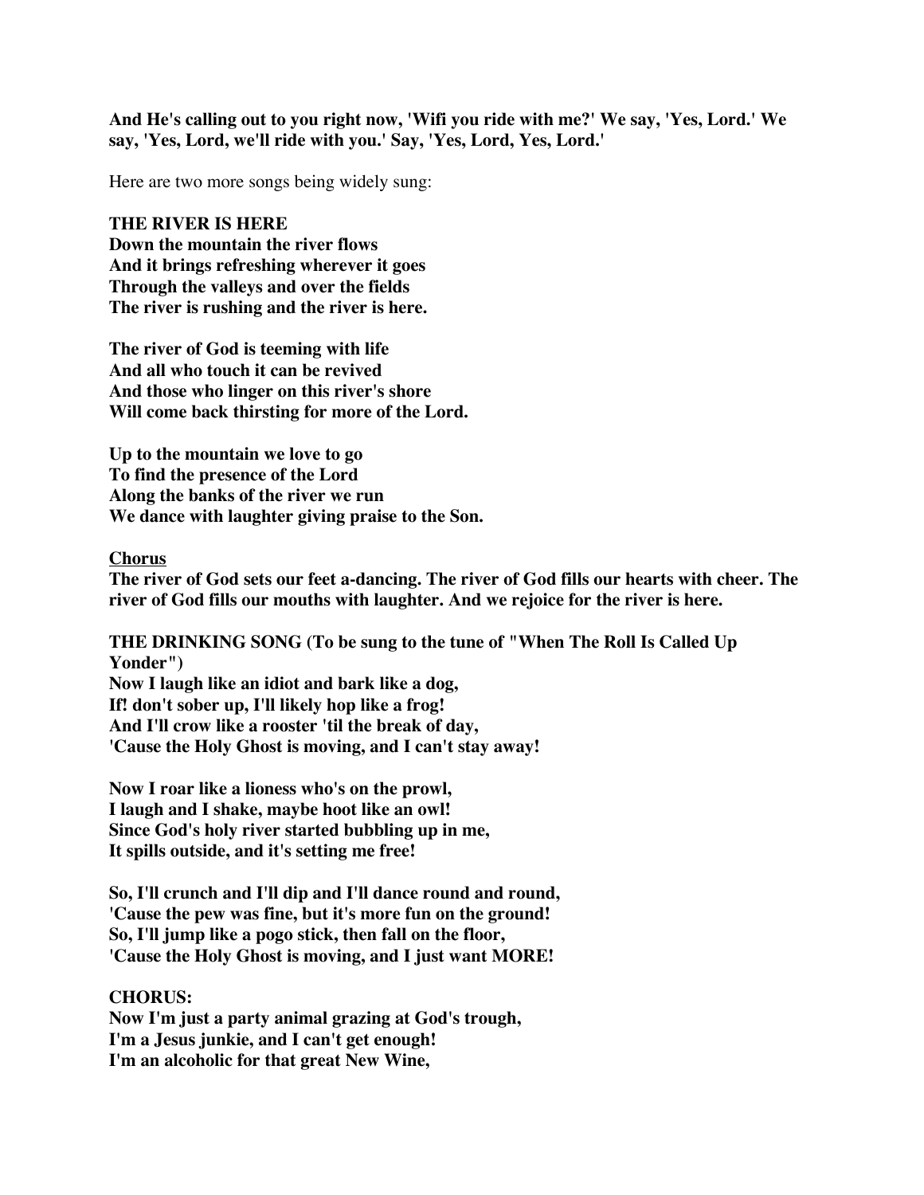**And He's calling out to you right now, 'Wifi you ride with me?' We say, 'Yes, Lord.' We say, 'Yes, Lord, we'll ride with you.' Say, 'Yes, Lord, Yes, Lord.'**

Here are two more songs being widely sung:

**THE RIVER IS HERE**
**Down the mountain the river flows**
**And it brings refreshing wherever it goes**
**Through the valleys and over the fields**
**The river is rushing and the river is here.**

**The river of God is teeming with life**
**And all who touch it can be revived**
**And those who linger on this river's shore**
**Will come back thirsting for more of the Lord.**

**Up to the mountain we love to go**
**To find the presence of the Lord**
**Along the banks of the river we run**
**We dance with laughter giving praise to the Son.**

**<u>Chorus</u>**
**The river of God sets our feet a-dancing. The river of God fills our hearts with cheer. The river of God fills our mouths with laughter. And we rejoice for the river is here.**

**THE DRINKING SONG (To be sung to the tune of "When The Roll Is Called Up Yonder")**
**Now I laugh like an idiot and bark like a dog,**
**If! don't sober up, I'll likely hop like a frog!**
**And I'll crow like a rooster 'til the break of day,**
**'Cause the Holy Ghost is moving, and I can't stay away!**

**Now I roar like a lioness who's on the prowl,**
**I laugh and I shake, maybe hoot like an owl!**
**Since God's holy river started bubbling up in me,**
**It spills outside, and it's setting me free!**

**So, I'll crunch and I'll dip and I'll dance round and round,**
**'Cause the pew was fine, but it's more fun on the ground!**
**So, I'll jump like a pogo stick, then fall on the floor,**
**'Cause the Holy Ghost is moving, and I just want MORE!**

**CHORUS:**
**Now I'm just a party animal grazing at God's trough,**
**I'm a Jesus junkie, and I can't get enough!**
**I'm an alcoholic for that great New Wine,**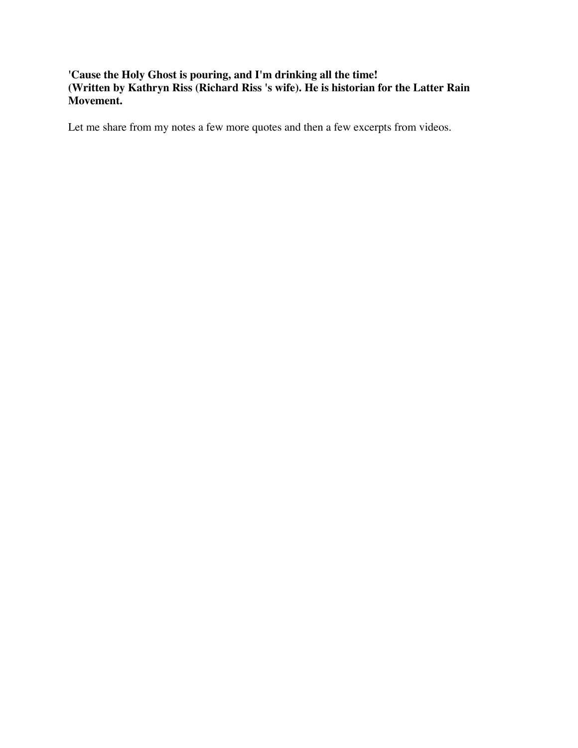**'Cause the Holy Ghost is pouring, and I'm drinking all the time!**
**(Written by Kathryn Riss (Richard Riss 's wife). He is historian for the Latter Rain Movement.**

Let me share from my notes a few more quotes and then a few excerpts from videos.